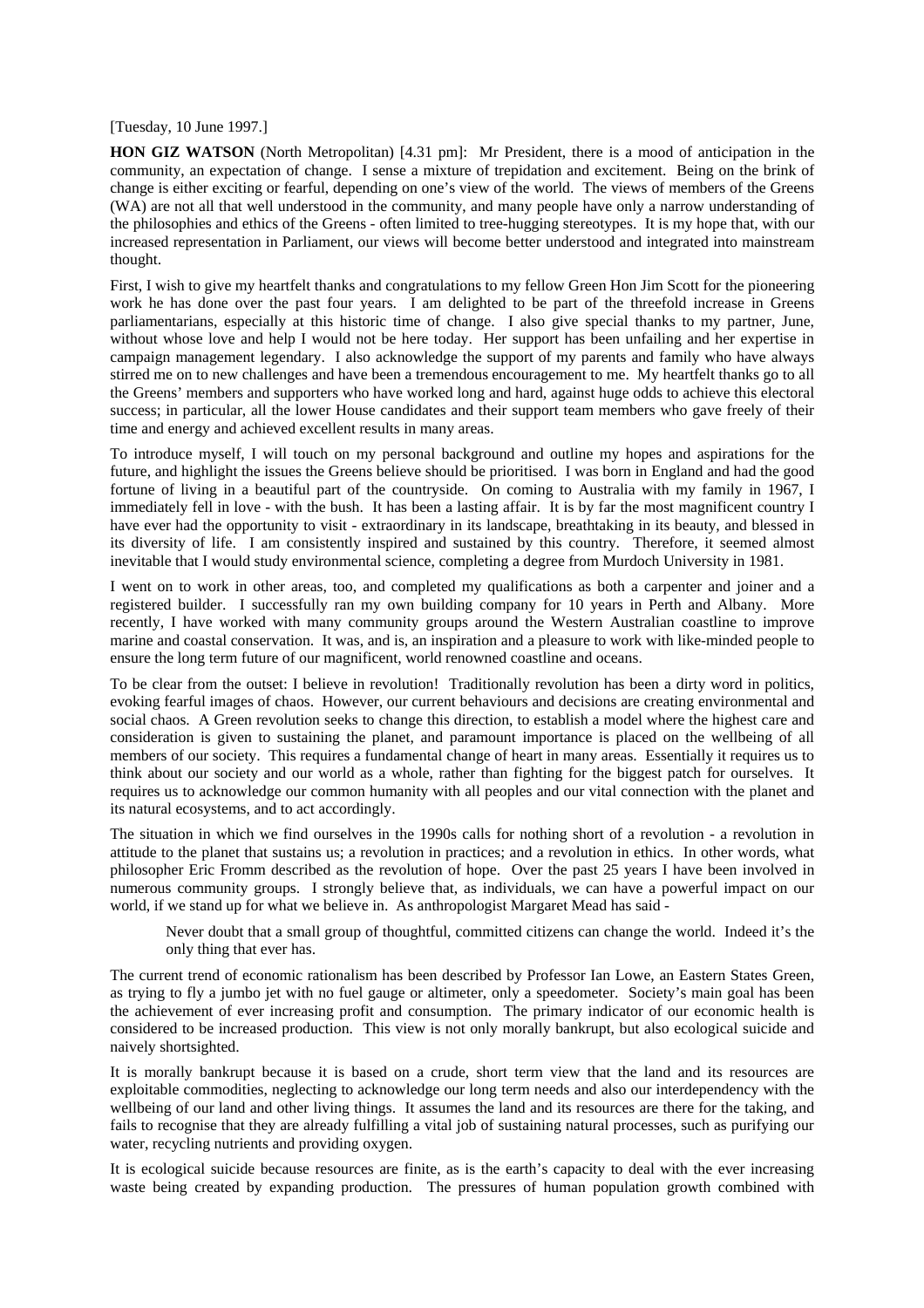[Tuesday, 10 June 1997.]

**HON GIZ WATSON** (North Metropolitan) [4.31 pm]: Mr President, there is a mood of anticipation in the community, an expectation of change. I sense a mixture of trepidation and excitement. Being on the brink of change is either exciting or fearful, depending on one's view of the world. The views of members of the Greens (WA) are not all that well understood in the community, and many people have only a narrow understanding of the philosophies and ethics of the Greens - often limited to tree-hugging stereotypes. It is my hope that, with our increased representation in Parliament, our views will become better understood and integrated into mainstream thought.

First, I wish to give my heartfelt thanks and congratulations to my fellow Green Hon Jim Scott for the pioneering work he has done over the past four years. I am delighted to be part of the threefold increase in Greens parliamentarians, especially at this historic time of change. I also give special thanks to my partner, June, without whose love and help I would not be here today. Her support has been unfailing and her expertise in campaign management legendary. I also acknowledge the support of my parents and family who have always stirred me on to new challenges and have been a tremendous encouragement to me. My heartfelt thanks go to all the Greens' members and supporters who have worked long and hard, against huge odds to achieve this electoral success; in particular, all the lower House candidates and their support team members who gave freely of their time and energy and achieved excellent results in many areas.

To introduce myself, I will touch on my personal background and outline my hopes and aspirations for the future, and highlight the issues the Greens believe should be prioritised. I was born in England and had the good fortune of living in a beautiful part of the countryside. On coming to Australia with my family in 1967, I immediately fell in love - with the bush. It has been a lasting affair. It is by far the most magnificent country I have ever had the opportunity to visit - extraordinary in its landscape, breathtaking in its beauty, and blessed in its diversity of life. I am consistently inspired and sustained by this country. Therefore, it seemed almost inevitable that I would study environmental science, completing a degree from Murdoch University in 1981.

I went on to work in other areas, too, and completed my qualifications as both a carpenter and joiner and a registered builder. I successfully ran my own building company for 10 years in Perth and Albany. More recently, I have worked with many community groups around the Western Australian coastline to improve marine and coastal conservation. It was, and is, an inspiration and a pleasure to work with like-minded people to ensure the long term future of our magnificent, world renowned coastline and oceans.

To be clear from the outset: I believe in revolution! Traditionally revolution has been a dirty word in politics, evoking fearful images of chaos. However, our current behaviours and decisions are creating environmental and social chaos. A Green revolution seeks to change this direction, to establish a model where the highest care and consideration is given to sustaining the planet, and paramount importance is placed on the wellbeing of all members of our society. This requires a fundamental change of heart in many areas. Essentially it requires us to think about our society and our world as a whole, rather than fighting for the biggest patch for ourselves. It requires us to acknowledge our common humanity with all peoples and our vital connection with the planet and its natural ecosystems, and to act accordingly.

The situation in which we find ourselves in the 1990s calls for nothing short of a revolution - a revolution in attitude to the planet that sustains us; a revolution in practices; and a revolution in ethics. In other words, what philosopher Eric Fromm described as the revolution of hope. Over the past 25 years I have been involved in numerous community groups. I strongly believe that, as individuals, we can have a powerful impact on our world, if we stand up for what we believe in. As anthropologist Margaret Mead has said -

> Never doubt that a small group of thoughtful, committed citizens can change the world. Indeed it's the only thing that ever has.

The current trend of economic rationalism has been described by Professor Ian Lowe, an Eastern States Green, as trying to fly a jumbo jet with no fuel gauge or altimeter, only a speedometer. Society's main goal has been the achievement of ever increasing profit and consumption. The primary indicator of our economic health is considered to be increased production. This view is not only morally bankrupt, but also ecological suicide and naively shortsighted.

It is morally bankrupt because it is based on a crude, short term view that the land and its resources are exploitable commodities, neglecting to acknowledge our long term needs and also our interdependency with the wellbeing of our land and other living things. It assumes the land and its resources are there for the taking, and fails to recognise that they are already fulfilling a vital job of sustaining natural processes, such as purifying our water, recycling nutrients and providing oxygen.

It is ecological suicide because resources are finite, as is the earth's capacity to deal with the ever increasing waste being created by expanding production. The pressures of human population growth combined with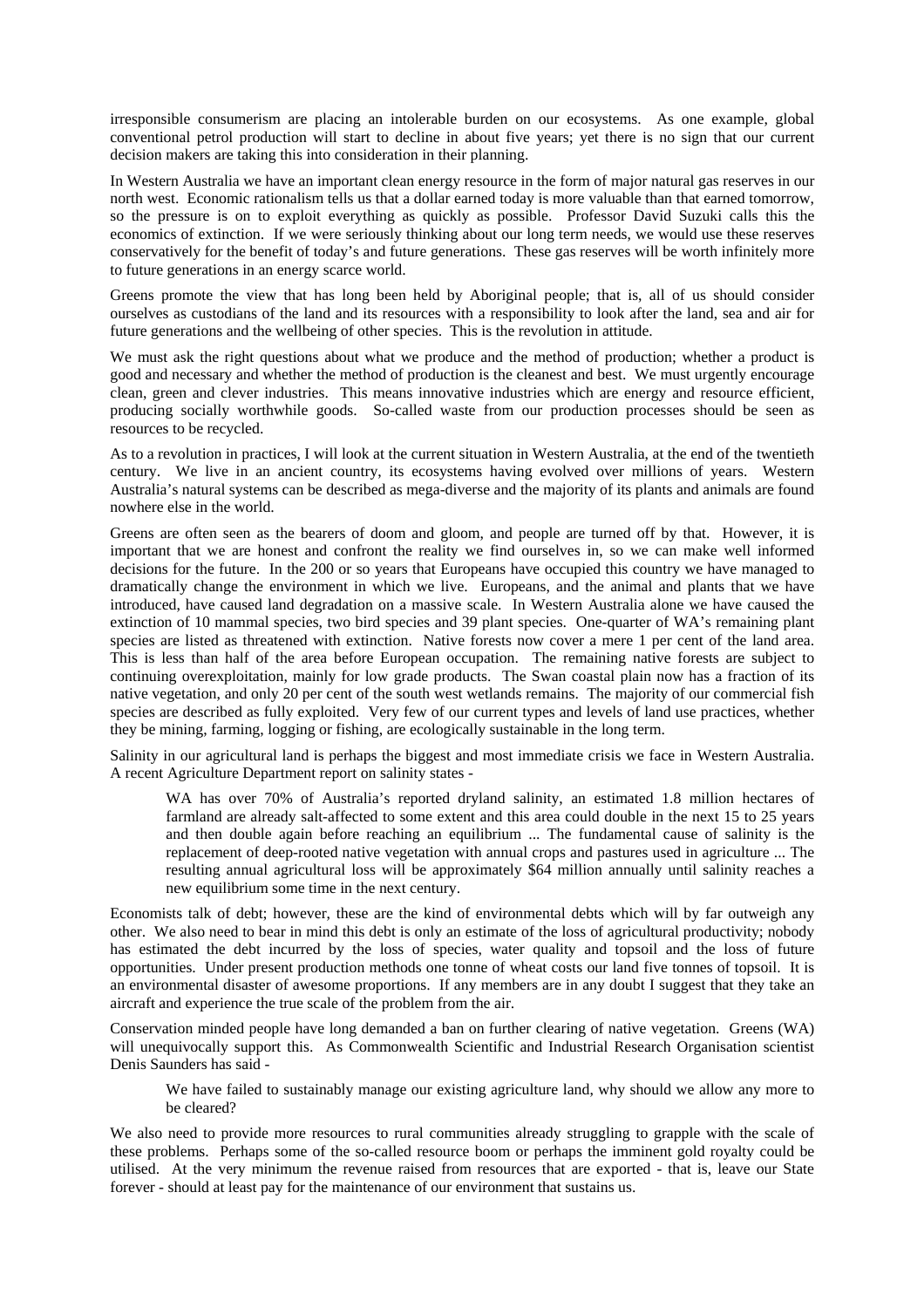irresponsible consumerism are placing an intolerable burden on our ecosystems. As one example, global conventional petrol production will start to decline in about five years; yet there is no sign that our current decision makers are taking this into consideration in their planning.

In Western Australia we have an important clean energy resource in the form of major natural gas reserves in our north west. Economic rationalism tells us that a dollar earned today is more valuable than that earned tomorrow, so the pressure is on to exploit everything as quickly as possible. Professor David Suzuki calls this the economics of extinction. If we were seriously thinking about our long term needs, we would use these reserves conservatively for the benefit of today's and future generations. These gas reserves will be worth infinitely more to future generations in an energy scarce world.

Greens promote the view that has long been held by Aboriginal people; that is, all of us should consider ourselves as custodians of the land and its resources with a responsibility to look after the land, sea and air for future generations and the wellbeing of other species. This is the revolution in attitude.

We must ask the right questions about what we produce and the method of production; whether a product is good and necessary and whether the method of production is the cleanest and best. We must urgently encourage clean, green and clever industries. This means innovative industries which are energy and resource efficient, producing socially worthwhile goods. So-called waste from our production processes should be seen as resources to be recycled.

As to a revolution in practices, I will look at the current situation in Western Australia, at the end of the twentieth century. We live in an ancient country, its ecosystems having evolved over millions of years. Western Australia's natural systems can be described as mega-diverse and the majority of its plants and animals are found nowhere else in the world.

Greens are often seen as the bearers of doom and gloom, and people are turned off by that. However, it is important that we are honest and confront the reality we find ourselves in, so we can make well informed decisions for the future. In the 200 or so years that Europeans have occupied this country we have managed to dramatically change the environment in which we live. Europeans, and the animal and plants that we have introduced, have caused land degradation on a massive scale. In Western Australia alone we have caused the extinction of 10 mammal species, two bird species and 39 plant species. One-quarter of WA's remaining plant species are listed as threatened with extinction. Native forests now cover a mere 1 per cent of the land area. This is less than half of the area before European occupation. The remaining native forests are subject to continuing overexploitation, mainly for low grade products. The Swan coastal plain now has a fraction of its native vegetation, and only 20 per cent of the south west wetlands remains. The majority of our commercial fish species are described as fully exploited. Very few of our current types and levels of land use practices, whether they be mining, farming, logging or fishing, are ecologically sustainable in the long term.

Salinity in our agricultural land is perhaps the biggest and most immediate crisis we face in Western Australia. A recent Agriculture Department report on salinity states -

> WA has over 70% of Australia's reported dryland salinity, an estimated 1.8 million hectares of farmland are already salt-affected to some extent and this area could double in the next 15 to 25 years and then double again before reaching an equilibrium ... The fundamental cause of salinity is the replacement of deep-rooted native vegetation with annual crops and pastures used in agriculture ... The resulting annual agricultural loss will be approximately $64 million annually until salinity reaches a new equilibrium some time in the next century.

Economists talk of debt; however, these are the kind of environmental debts which will by far outweigh any other. We also need to bear in mind this debt is only an estimate of the loss of agricultural productivity; nobody has estimated the debt incurred by the loss of species, water quality and topsoil and the loss of future opportunities. Under present production methods one tonne of wheat costs our land five tonnes of topsoil. It is an environmental disaster of awesome proportions. If any members are in any doubt I suggest that they take an aircraft and experience the true scale of the problem from the air.

Conservation minded people have long demanded a ban on further clearing of native vegetation. Greens (WA) will unequivocally support this. As Commonwealth Scientific and Industrial Research Organisation scientist Denis Saunders has said -

> We have failed to sustainably manage our existing agriculture land, why should we allow any more to be cleared?

We also need to provide more resources to rural communities already struggling to grapple with the scale of these problems. Perhaps some of the so-called resource boom or perhaps the imminent gold royalty could be utilised. At the very minimum the revenue raised from resources that are exported - that is, leave our State forever - should at least pay for the maintenance of our environment that sustains us.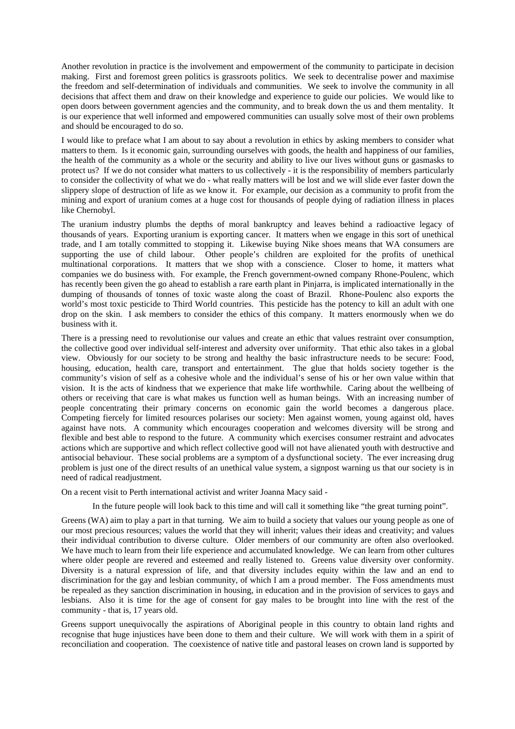Another revolution in practice is the involvement and empowerment of the community to participate in decision making. First and foremost green politics is grassroots politics. We seek to decentralise power and maximise the freedom and self-determination of individuals and communities. We seek to involve the community in all decisions that affect them and draw on their knowledge and experience to guide our policies. We would like to open doors between government agencies and the community, and to break down the us and them mentality. It is our experience that well informed and empowered communities can usually solve most of their own problems and should be encouraged to do so.

I would like to preface what I am about to say about a revolution in ethics by asking members to consider what matters to them. Is it economic gain, surrounding ourselves with goods, the health and happiness of our families, the health of the community as a whole or the security and ability to live our lives without guns or gasmasks to protect us? If we do not consider what matters to us collectively - it is the responsibility of members particularly to consider the collectivity of what we do - what really matters will be lost and we will slide ever faster down the slippery slope of destruction of life as we know it. For example, our decision as a community to profit from the mining and export of uranium comes at a huge cost for thousands of people dying of radiation illness in places like Chernobyl.

The uranium industry plumbs the depths of moral bankruptcy and leaves behind a radioactive legacy of thousands of years. Exporting uranium is exporting cancer. It matters when we engage in this sort of unethical trade, and I am totally committed to stopping it. Likewise buying Nike shoes means that WA consumers are supporting the use of child labour. Other people's children are exploited for the profits of unethical multinational corporations. It matters that we shop with a conscience. Closer to home, it matters what companies we do business with. For example, the French government-owned company Rhone-Poulenc, which has recently been given the go ahead to establish a rare earth plant in Pinjarra, is implicated internationally in the dumping of thousands of tonnes of toxic waste along the coast of Brazil. Rhone-Poulenc also exports the world's most toxic pesticide to Third World countries. This pesticide has the potency to kill an adult with one drop on the skin. I ask members to consider the ethics of this company. It matters enormously when we do business with it.

There is a pressing need to revolutionise our values and create an ethic that values restraint over consumption, the collective good over individual self-interest and adversity over uniformity. That ethic also takes in a global view. Obviously for our society to be strong and healthy the basic infrastructure needs to be secure: Food, housing, education, health care, transport and entertainment. The glue that holds society together is the community's vision of self as a cohesive whole and the individual's sense of his or her own value within that vision. It is the acts of kindness that we experience that make life worthwhile. Caring about the wellbeing of others or receiving that care is what makes us function well as human beings. With an increasing number of people concentrating their primary concerns on economic gain the world becomes a dangerous place. Competing fiercely for limited resources polarises our society: Men against women, young against old, haves against have nots. A community which encourages cooperation and welcomes diversity will be strong and flexible and best able to respond to the future. A community which exercises consumer restraint and advocates actions which are supportive and which reflect collective good will not have alienated youth with destructive and antisocial behaviour. These social problems are a symptom of a dysfunctional society. The ever increasing drug problem is just one of the direct results of an unethical value system, a signpost warning us that our society is in need of radical readjustment.

On a recent visit to Perth international activist and writer Joanna Macy said -

> In the future people will look back to this time and will call it something like "the great turning point".

Greens (WA) aim to play a part in that turning. We aim to build a society that values our young people as one of our most precious resources; values the world that they will inherit; values their ideas and creativity; and values their individual contribution to diverse culture. Older members of our community are often also overlooked. We have much to learn from their life experience and accumulated knowledge. We can learn from other cultures where older people are revered and esteemed and really listened to. Greens value diversity over conformity. Diversity is a natural expression of life, and that diversity includes equity within the law and an end to discrimination for the gay and lesbian community, of which I am a proud member. The Foss amendments must be repealed as they sanction discrimination in housing, in education and in the provision of services to gays and lesbians. Also it is time for the age of consent for gay males to be brought into line with the rest of the community - that is, 17 years old.

Greens support unequivocally the aspirations of Aboriginal people in this country to obtain land rights and recognise that huge injustices have been done to them and their culture. We will work with them in a spirit of reconciliation and cooperation. The coexistence of native title and pastoral leases on crown land is supported by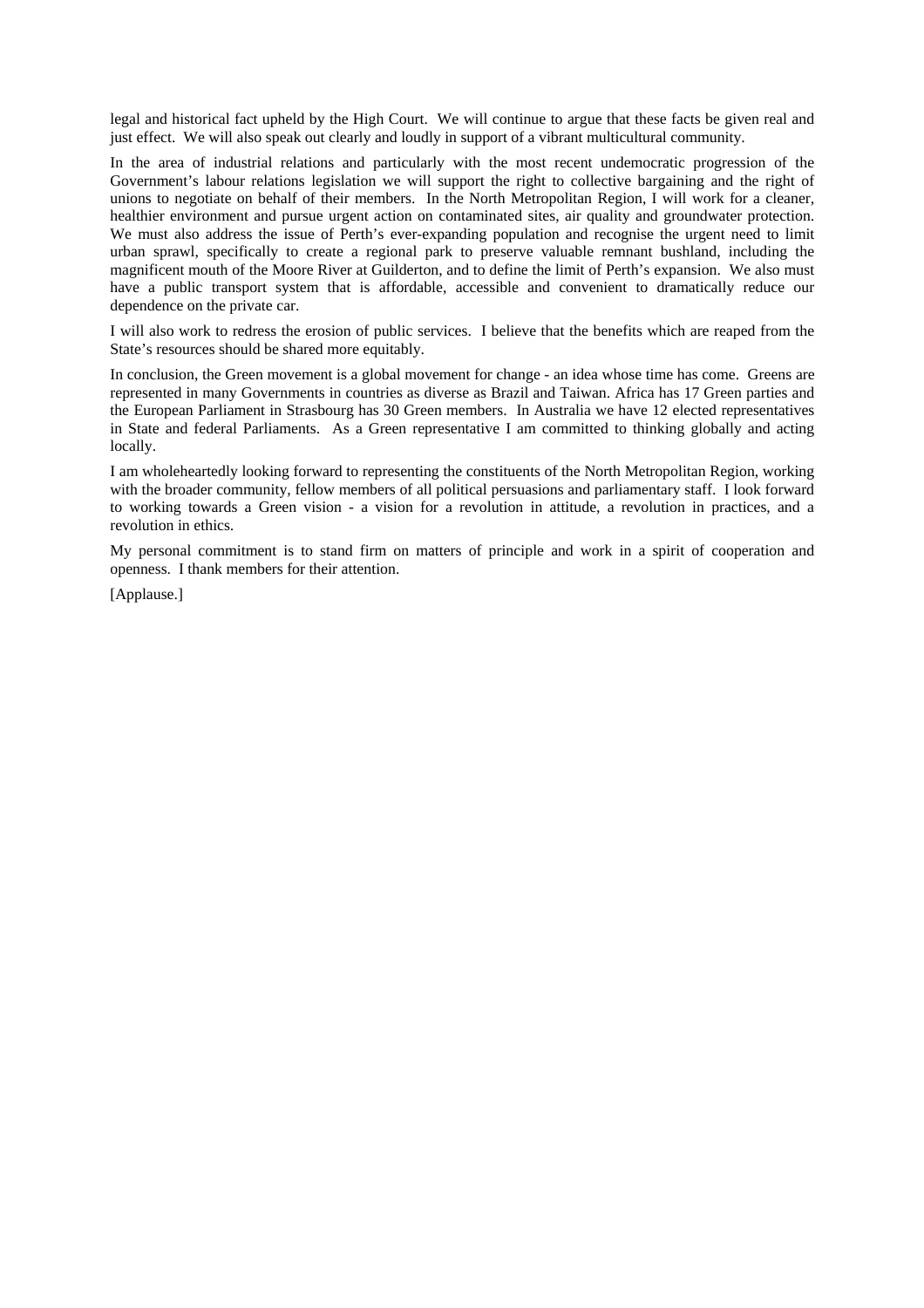legal and historical fact upheld by the High Court. We will continue to argue that these facts be given real and just effect. We will also speak out clearly and loudly in support of a vibrant multicultural community.

In the area of industrial relations and particularly with the most recent undemocratic progression of the Government's labour relations legislation we will support the right to collective bargaining and the right of unions to negotiate on behalf of their members. In the North Metropolitan Region, I will work for a cleaner, healthier environment and pursue urgent action on contaminated sites, air quality and groundwater protection. We must also address the issue of Perth's ever-expanding population and recognise the urgent need to limit urban sprawl, specifically to create a regional park to preserve valuable remnant bushland, including the magnificent mouth of the Moore River at Guilderton, and to define the limit of Perth's expansion. We also must have a public transport system that is affordable, accessible and convenient to dramatically reduce our dependence on the private car.

I will also work to redress the erosion of public services. I believe that the benefits which are reaped from the State's resources should be shared more equitably.

In conclusion, the Green movement is a global movement for change - an idea whose time has come. Greens are represented in many Governments in countries as diverse as Brazil and Taiwan. Africa has 17 Green parties and the European Parliament in Strasbourg has 30 Green members. In Australia we have 12 elected representatives in State and federal Parliaments. As a Green representative I am committed to thinking globally and acting locally.

I am wholeheartedly looking forward to representing the constituents of the North Metropolitan Region, working with the broader community, fellow members of all political persuasions and parliamentary staff. I look forward to working towards a Green vision - a vision for a revolution in attitude, a revolution in practices, and a revolution in ethics.

My personal commitment is to stand firm on matters of principle and work in a spirit of cooperation and openness. I thank members for their attention.

[Applause.]